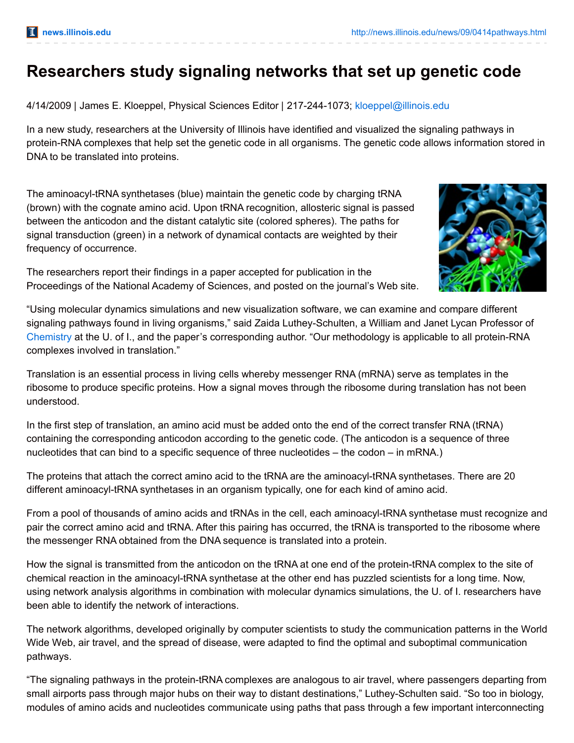# Researchers study signaling networks that set up genetic code

4/14/2009 | James E. Kloeppel, Physical Sciences Editor | 217-244-1073; kloeppel@illinois.edu

In a new study, researchers at the University of Illinois have identified and visualized the signaling pathways in protein-RNA complexes that help set the genetic code in all organisms. The genetic code allows information stored in DNA to be translated into proteins.

The aminoacyl-tRNA synthetases (blue) maintain the genetic code by charging tRNA (brown) with the cognate amino acid. Upon tRNA recognition, allosteric signal is passed between the anticodon and the distant catalytic site (colored spheres). The paths for signal transduction (green) in a network of dynamical contacts are weighted by their frequency of occurrence.

The researchers report their findings in a paper accepted for publication in the Proceedings of the National Academy of Sciences, and posted on the journal's Web site.

"Using molecular dynamics simulations and new visualization software, we can examine and compare different signaling pathways found in living organisms," said Zaida Luthey-Schulten, a William and Janet Lycan Professor of Chemistry at the U. of I., and the paper's corresponding author. "Our methodology is applicable to all protein-RNA complexes involved in translation."

Translation is an essential process in living cells whereby messenger RNA (mRNA) serve as templates in the ribosome to produce specific proteins. How a signal moves through the ribosome during translation has not been understood.

In the first step of translation, an amino acid must be added onto the end of the correct transfer RNA (tRNA) containing the corresponding anticodon according to the genetic code. (The anticodon is a sequence of three nucleotides that can bind to a specific sequence of three nucleotides – the codon – in mRNA.)

The proteins that attach the correct amino acid to the tRNA are the aminoacyl-tRNA synthetases. There are 20 different aminoacyl-tRNA synthetases in an organism typically, one for each kind of amino acid.

From a pool of thousands of amino acids and tRNAs in the cell, each aminoacyl-tRNA synthetase must recognize and pair the correct amino acid and tRNA. After this pairing has occurred, the tRNA is transported to the ribosome where the messenger RNA obtained from the DNA sequence is translated into a protein.

How the signal is transmitted from the anticodon on the tRNA at one end of the protein-tRNA complex to the site of chemical reaction in the aminoacyl-tRNA synthetase at the other end has puzzled scientists for a long time. Now, using network analysis algorithms in combination with molecular dynamics simulations, the U. of I. researchers have been able to identify the network of interactions.

The network algorithms, developed originally by computer scientists to study the communication patterns in the World Wide Web, air travel, and the spread of disease, were adapted to find the optimal and suboptimal communication pathways.

"The signaling pathways in the protein-tRNA complexes are analogous to air travel, where passengers departing from small airports pass through major hubs on their way to distant destinations," Luthey-Schulten said. "So too in biology, modules of amino acids and nucleotides communicate using paths that pass through a few important interconnecting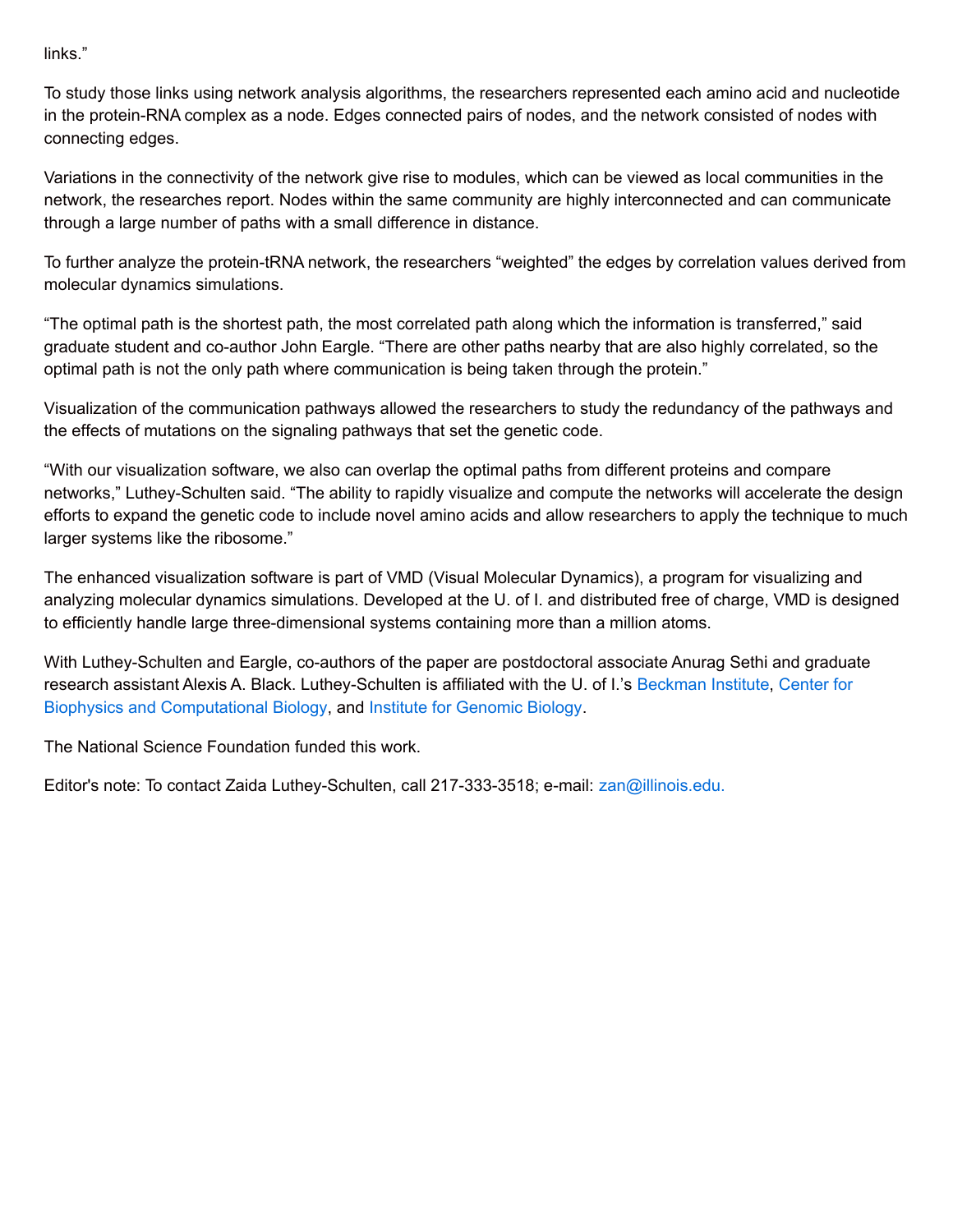links."

To study those links using network analysis algorithms, the researchers represented each amino acid and nucleotide in the protein-RNA complex as a node. Edges connected pairs of nodes, and the network consisted of nodes with connecting edges.

Variations in the connectivity of the network give rise to modules, which can be viewed as local communities in the network, the researches report. Nodes within the same community are highly interconnected and can communicate through a large number of paths with a small difference in distance.

To further analyze the protein-tRNA network, the researchers "weighted" the edges by correlation values derived from molecular dynamics simulations.

"The optimal path is the shortest path, the most correlated path along which the information is transferred," said graduate student and co-author John Eargle. "There are other paths nearby that are also highly correlated, so the optimal path is not the only path where communication is being taken through the protein."

Visualization of the communication pathways allowed the researchers to study the redundancy of the pathways and the effects of mutations on the signaling pathways that set the genetic code.

"With our visualization software, we also can overlap the optimal paths from different proteins and compare networks," Luthey-Schulten said. "The ability to rapidly visualize and compute the networks will accelerate the design efforts to expand the genetic code to include novel amino acids and allow researchers to apply the technique to much larger systems like the ribosome."

The enhanced visualization software is part of VMD (Visual Molecular Dynamics), a program for visualizing and analyzing molecular dynamics simulations. Developed at the U. of I. and distributed free of charge, VMD is designed to efficiently handle large three-dimensional systems containing more than a million atoms.

With Luthey-Schulten and Eargle, co-authors of the paper are postdoctoral associate Anurag Sethi and graduate research assistant Alexis A. Black. Luthey-Schulten is affiliated with the U. of I.'s Beckman Institute, Center for Biophysics and Computational Biology, and Institute for Genomic Biology.

The National Science Foundation funded this work.

Editor's note: To contact Zaida Luthey-Schulten, call 217-333-3518; e-mail: zan@illinois.edu.